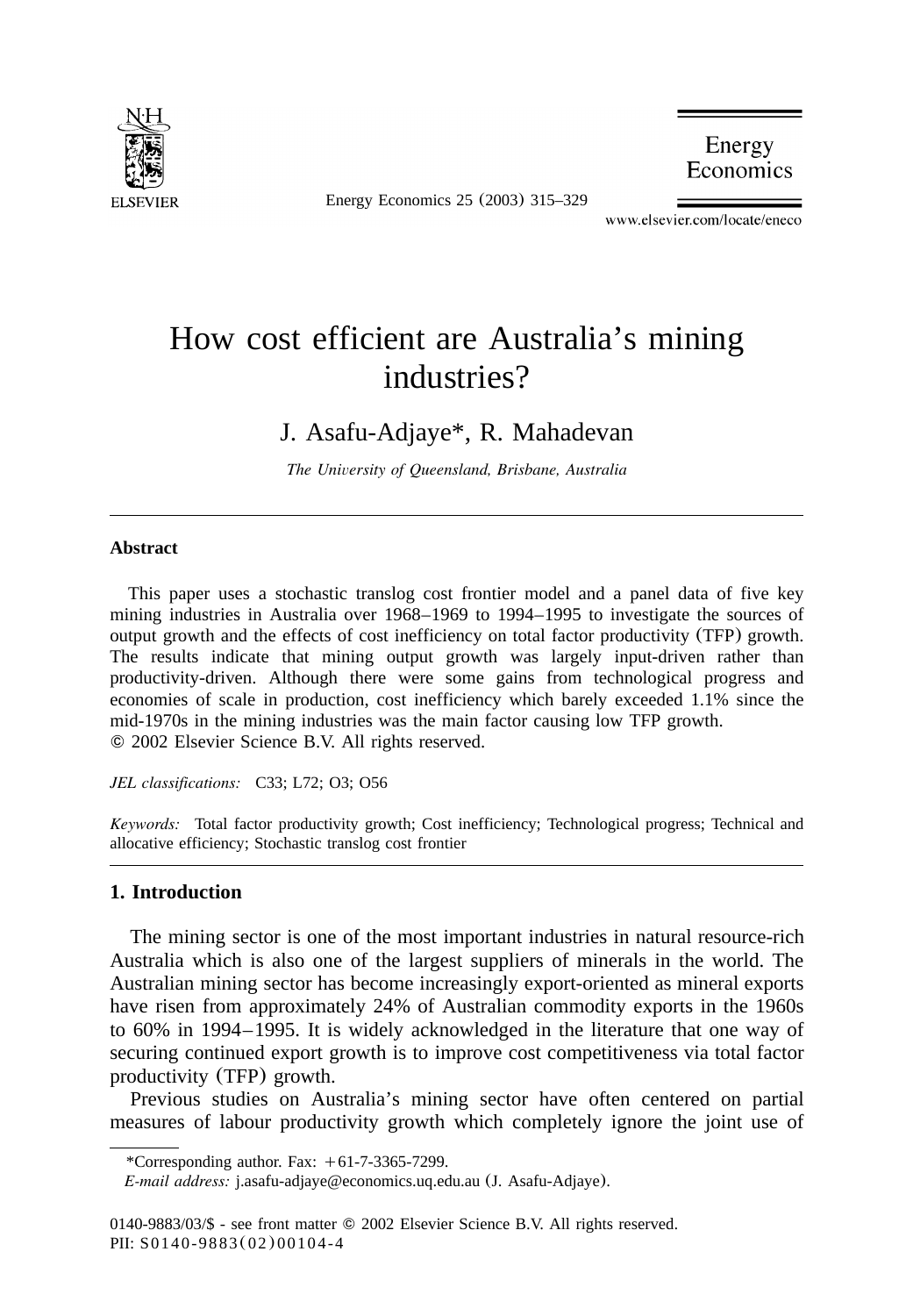# How cost efficient are Australia's mining industries?

J. Asafu-Adjaye*, R. Mahadevan

*The University of Queensland, Brisbane, Australia*

---

### Abstract

This paper uses a stochastic translog cost frontier model and a panel data of five key mining industries in Australia over 1968–1969 to 1994–1995 to investigate the sources of output growth and the effects of cost inefficiency on total factor productivity (TFP) growth. The results indicate that mining output growth was largely input-driven rather than productivity-driven. Although there were some gains from technological progress and economies of scale in production, cost inefficiency which barely exceeded 1.1% since the mid-1970s in the mining industries was the main factor causing low TFP growth.
© 2002 Elsevier Science B.V. All rights reserved.

*JEL classifications:* C33; L72; O3; O56

*Keywords:* Total factor productivity growth; Cost inefficiency; Technological progress; Technical and allocative efficiency; Stochastic translog cost frontier

---

## 1. Introduction

The mining sector is one of the most important industries in natural resource-rich Australia which is also one of the largest suppliers of minerals in the world. The Australian mining sector has become increasingly export-oriented as mineral exports have risen from approximately 24% of Australian commodity exports in the 1960s to 60% in 1994–1995. It is widely acknowledged in the literature that one way of securing continued export growth is to improve cost competitiveness via total factor productivity (TFP) growth.

Previous studies on Australia's mining sector have often centered on partial measures of labour productivity growth which completely ignore the joint use of

---

*Corresponding author. Fax: +61-7-3365-7299.
*E-mail address:* j.asafu-adjaye@economics.uq.edu.au (J. Asafu-Adjaye).

0140-9883/03/$ - see front matter © 2002 Elsevier Science B.V. All rights reserved.
PII: S0140-9883(02)00104-4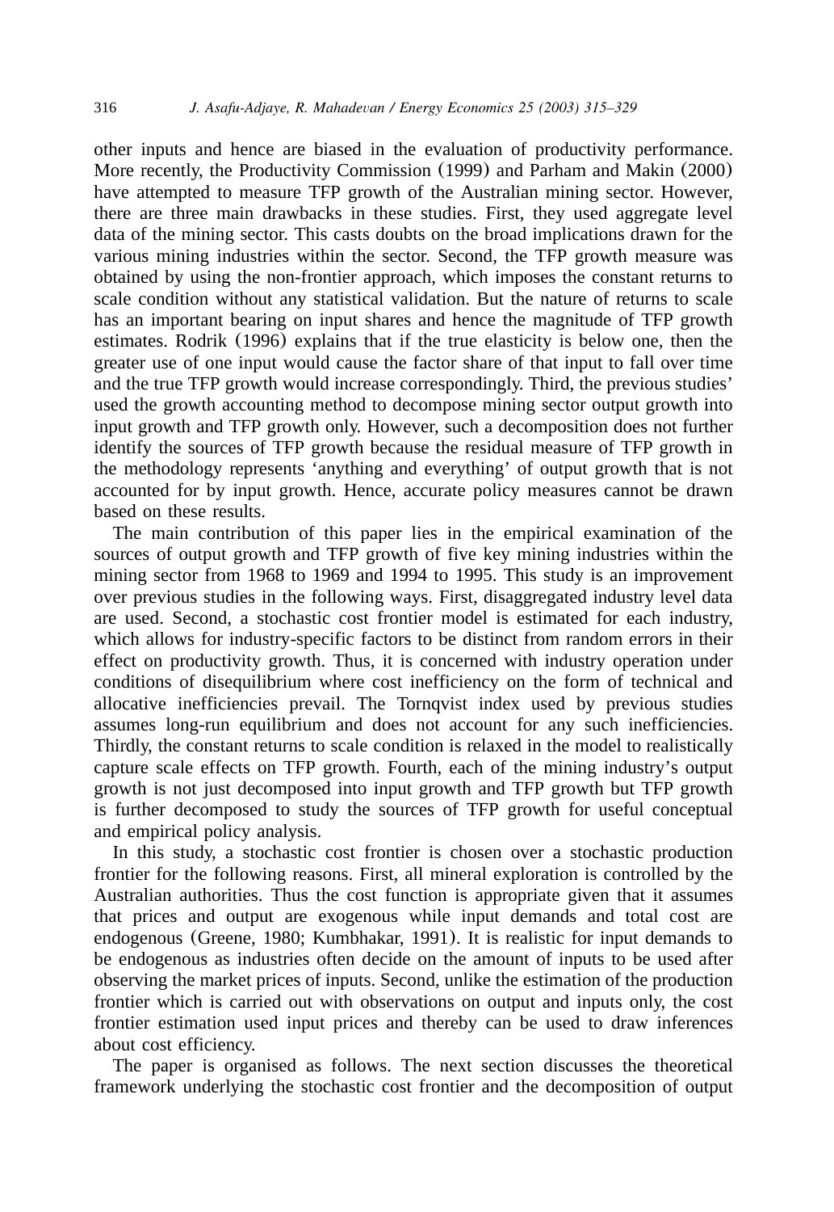other inputs and hence are biased in the evaluation of productivity performance. More recently, the Productivity Commission (1999) and Parham and Makin (2000) have attempted to measure TFP growth of the Australian mining sector. However, there are three main drawbacks in these studies. First, they used aggregate level data of the mining sector. This casts doubts on the broad implications drawn for the various mining industries within the sector. Second, the TFP growth measure was obtained by using the non-frontier approach, which imposes the constant returns to scale condition without any statistical validation. But the nature of returns to scale has an important bearing on input shares and hence the magnitude of TFP growth estimates. Rodrik (1996) explains that if the true elasticity is below one, then the greater use of one input would cause the factor share of that input to fall over time and the true TFP growth would increase correspondingly. Third, the previous studies' used the growth accounting method to decompose mining sector output growth into input growth and TFP growth only. However, such a decomposition does not further identify the sources of TFP growth because the residual measure of TFP growth in the methodology represents 'anything and everything' of output growth that is not accounted for by input growth. Hence, accurate policy measures cannot be drawn based on these results.

The main contribution of this paper lies in the empirical examination of the sources of output growth and TFP growth of five key mining industries within the mining sector from 1968 to 1969 and 1994 to 1995. This study is an improvement over previous studies in the following ways. First, disaggregated industry level data are used. Second, a stochastic cost frontier model is estimated for each industry, which allows for industry-specific factors to be distinct from random errors in their effect on productivity growth. Thus, it is concerned with industry operation under conditions of disequilibrium where cost inefficiency on the form of technical and allocative inefficiencies prevail. The Tornqvist index used by previous studies assumes long-run equilibrium and does not account for any such inefficiencies. Thirdly, the constant returns to scale condition is relaxed in the model to realistically capture scale effects on TFP growth. Fourth, each of the mining industry's output growth is not just decomposed into input growth and TFP growth but TFP growth is further decomposed to study the sources of TFP growth for useful conceptual and empirical policy analysis.

In this study, a stochastic cost frontier is chosen over a stochastic production frontier for the following reasons. First, all mineral exploration is controlled by the Australian authorities. Thus the cost function is appropriate given that it assumes that prices and output are exogenous while input demands and total cost are endogenous (Greene, 1980; Kumbhakar, 1991). It is realistic for input demands to be endogenous as industries often decide on the amount of inputs to be used after observing the market prices of inputs. Second, unlike the estimation of the production frontier which is carried out with observations on output and inputs only, the cost frontier estimation used input prices and thereby can be used to draw inferences about cost efficiency.

The paper is organised as follows. The next section discusses the theoretical framework underlying the stochastic cost frontier and the decomposition of output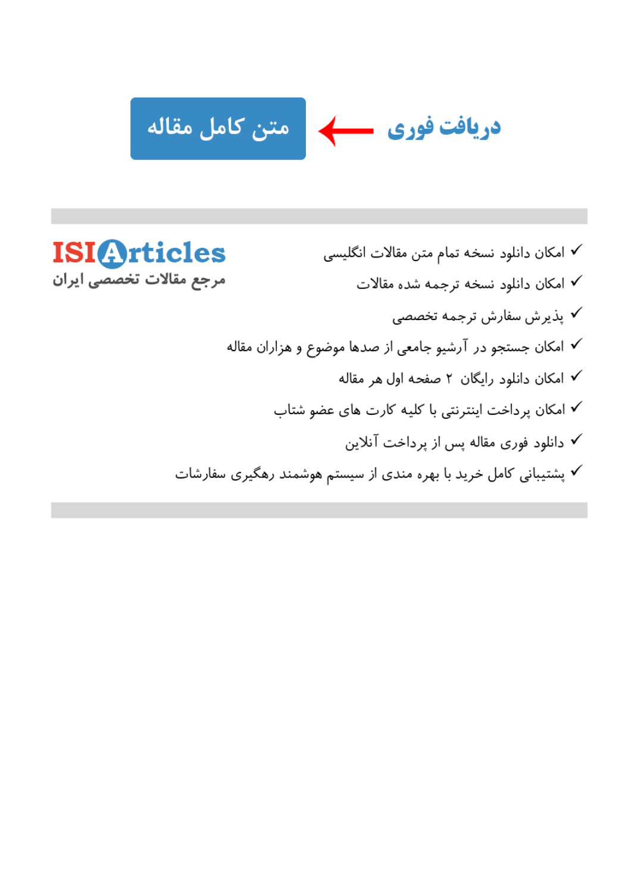دریافت فوری ← **متن کامل مقاله**

**ISIArticles**
مرجع مقالات تخصصی ایران

- ✓ امکان دانلود نسخه تمام متن مقالات انگلیسی
- ✓ امکان دانلود نسخه ترجمه شده مقالات
- ✓ پذیرش سفارش ترجمه تخصصی
- ✓ امکان جستجو در آرشیو جامعی از صدها موضوع و هزاران مقاله
- ✓ امکان دانلود رایگان ۲ صفحه اول هر مقاله
- ✓ امکان پرداخت اینترنتی با کلیه کارت های عضو شتاب
- ✓ دانلود فوری مقاله پس از پرداخت آنلاین
- ✓ پشتیبانی کامل خرید با بهره مندی از سیستم هوشمند رهگیری سفارشات